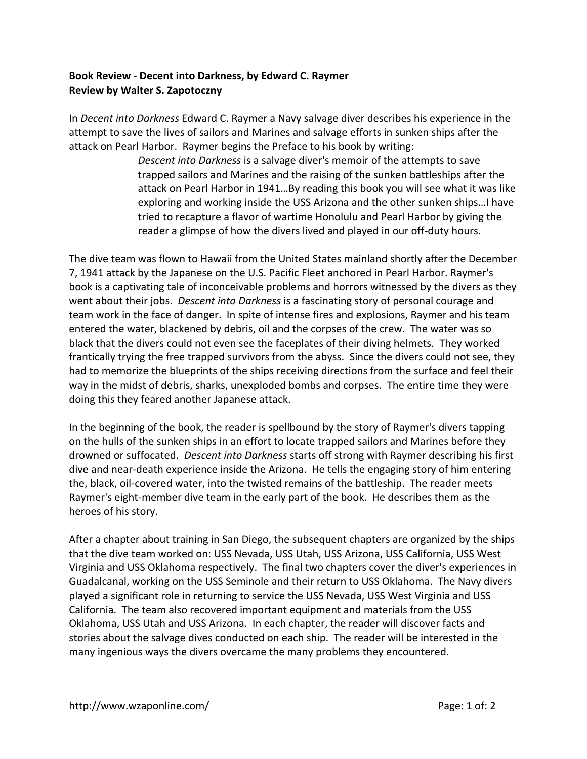**Book Review - Decent into Darkness, by Edward C. Raymer**
**Review by Walter S. Zapotoczny**

In *Decent into Darkness* Edward C. Raymer a Navy salvage diver describes his experience in the attempt to save the lives of sailors and Marines and salvage efforts in sunken ships after the attack on Pearl Harbor. Raymer begins the Preface to his book by writing:

> *Descent into Darkness* is a salvage diver's memoir of the attempts to save trapped sailors and Marines and the raising of the sunken battleships after the attack on Pearl Harbor in 1941…By reading this book you will see what it was like exploring and working inside the USS Arizona and the other sunken ships…I have tried to recapture a flavor of wartime Honolulu and Pearl Harbor by giving the reader a glimpse of how the divers lived and played in our off-duty hours.

The dive team was flown to Hawaii from the United States mainland shortly after the December 7, 1941 attack by the Japanese on the U.S. Pacific Fleet anchored in Pearl Harbor. Raymer's book is a captivating tale of inconceivable problems and horrors witnessed by the divers as they went about their jobs. *Descent into Darkness* is a fascinating story of personal courage and team work in the face of danger. In spite of intense fires and explosions, Raymer and his team entered the water, blackened by debris, oil and the corpses of the crew. The water was so black that the divers could not even see the faceplates of their diving helmets. They worked frantically trying the free trapped survivors from the abyss. Since the divers could not see, they had to memorize the blueprints of the ships receiving directions from the surface and feel their way in the midst of debris, sharks, unexploded bombs and corpses. The entire time they were doing this they feared another Japanese attack.

In the beginning of the book, the reader is spellbound by the story of Raymer's divers tapping on the hulls of the sunken ships in an effort to locate trapped sailors and Marines before they drowned or suffocated. *Descent into Darkness* starts off strong with Raymer describing his first dive and near-death experience inside the Arizona. He tells the engaging story of him entering the, black, oil-covered water, into the twisted remains of the battleship. The reader meets Raymer's eight-member dive team in the early part of the book. He describes them as the heroes of his story.

After a chapter about training in San Diego, the subsequent chapters are organized by the ships that the dive team worked on: USS Nevada, USS Utah, USS Arizona, USS California, USS West Virginia and USS Oklahoma respectively. The final two chapters cover the diver's experiences in Guadalcanal, working on the USS Seminole and their return to USS Oklahoma. The Navy divers played a significant role in returning to service the USS Nevada, USS West Virginia and USS California. The team also recovered important equipment and materials from the USS Oklahoma, USS Utah and USS Arizona. In each chapter, the reader will discover facts and stories about the salvage dives conducted on each ship. The reader will be interested in the many ingenious ways the divers overcame the many problems they encountered.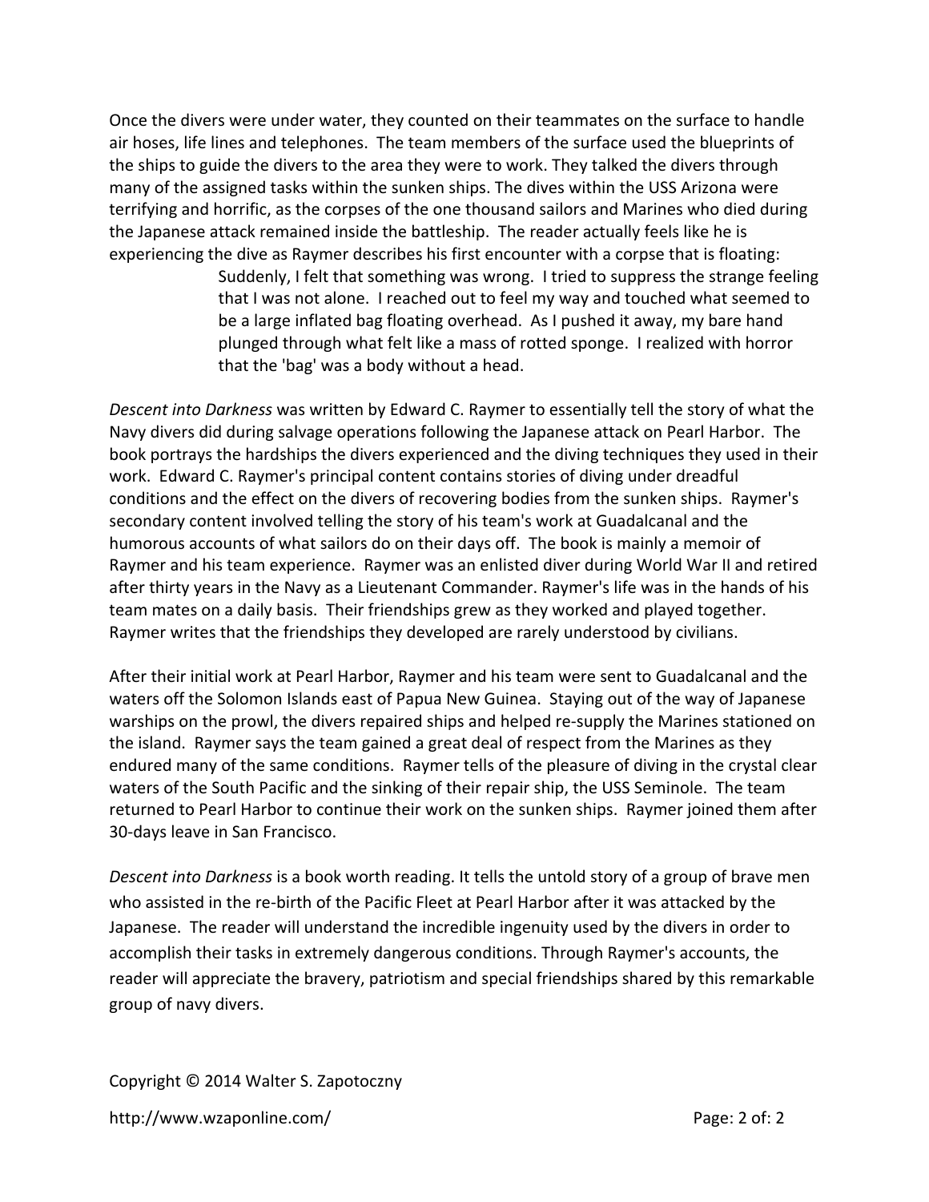Once the divers were under water, they counted on their teammates on the surface to handle air hoses, life lines and telephones. The team members of the surface used the blueprints of the ships to guide the divers to the area they were to work. They talked the divers through many of the assigned tasks within the sunken ships. The dives within the USS Arizona were terrifying and horrific, as the corpses of the one thousand sailors and Marines who died during the Japanese attack remained inside the battleship. The reader actually feels like he is experiencing the dive as Raymer describes his first encounter with a corpse that is floating:

> Suddenly, I felt that something was wrong. I tried to suppress the strange feeling that I was not alone. I reached out to feel my way and touched what seemed to be a large inflated bag floating overhead. As I pushed it away, my bare hand plunged through what felt like a mass of rotted sponge. I realized with horror that the 'bag' was a body without a head.

*Descent into Darkness* was written by Edward C. Raymer to essentially tell the story of what the Navy divers did during salvage operations following the Japanese attack on Pearl Harbor. The book portrays the hardships the divers experienced and the diving techniques they used in their work. Edward C. Raymer's principal content contains stories of diving under dreadful conditions and the effect on the divers of recovering bodies from the sunken ships. Raymer's secondary content involved telling the story of his team's work at Guadalcanal and the humorous accounts of what sailors do on their days off. The book is mainly a memoir of Raymer and his team experience. Raymer was an enlisted diver during World War II and retired after thirty years in the Navy as a Lieutenant Commander. Raymer's life was in the hands of his team mates on a daily basis. Their friendships grew as they worked and played together. Raymer writes that the friendships they developed are rarely understood by civilians.

After their initial work at Pearl Harbor, Raymer and his team were sent to Guadalcanal and the waters off the Solomon Islands east of Papua New Guinea. Staying out of the way of Japanese warships on the prowl, the divers repaired ships and helped re-supply the Marines stationed on the island. Raymer says the team gained a great deal of respect from the Marines as they endured many of the same conditions. Raymer tells of the pleasure of diving in the crystal clear waters of the South Pacific and the sinking of their repair ship, the USS Seminole. The team returned to Pearl Harbor to continue their work on the sunken ships. Raymer joined them after 30-days leave in San Francisco.

*Descent into Darkness* is a book worth reading. It tells the untold story of a group of brave men who assisted in the re-birth of the Pacific Fleet at Pearl Harbor after it was attacked by the Japanese. The reader will understand the incredible ingenuity used by the divers in order to accomplish their tasks in extremely dangerous conditions. Through Raymer's accounts, the reader will appreciate the bravery, patriotism and special friendships shared by this remarkable group of navy divers.

Copyright © 2014 Walter S. Zapotoczny

http://www.wzaponline.com/